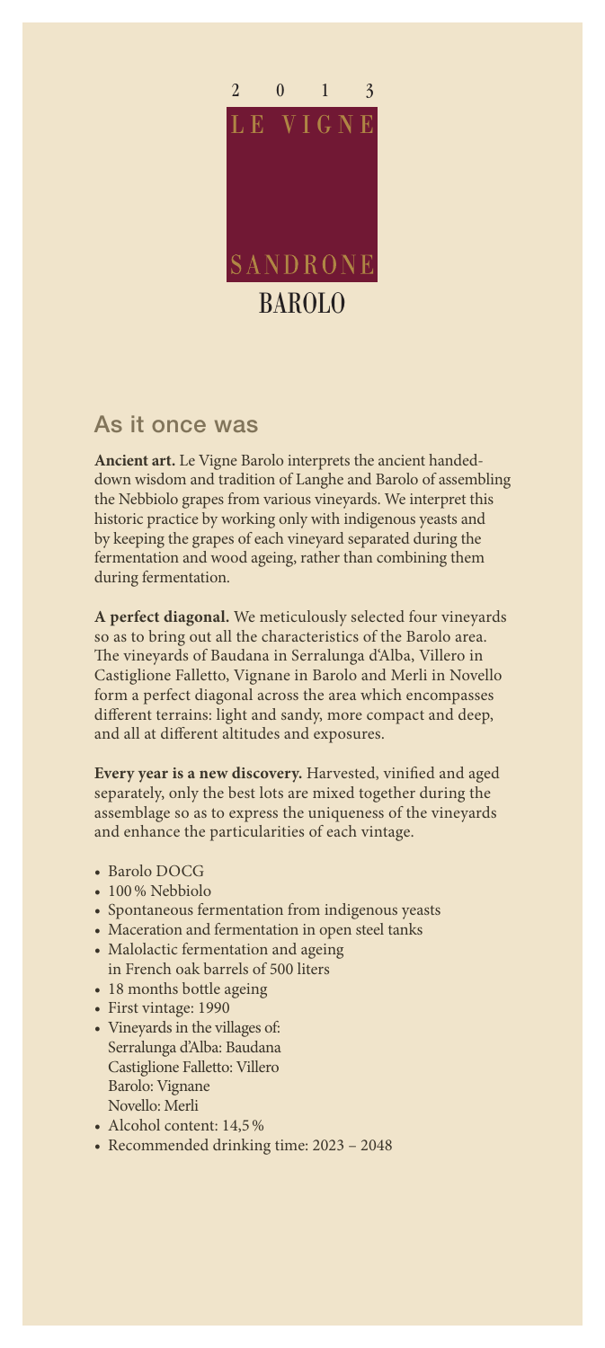2 0 1 3

LE VIGNE

SANDRONE

BAROLO

## As it once was

**Ancient art.** Le Vigne Barolo interprets the ancient handed-down wisdom and tradition of Langhe and Barolo of assembling the Nebbiolo grapes from various vineyards. We interpret this historic practice by working only with indigenous yeasts and by keeping the grapes of each vineyard separated during the fermentation and wood ageing, rather than combining them during fermentation.

**A perfect diagonal.** We meticulously selected four vineyards so as to bring out all the characteristics of the Barolo area. The vineyards of Baudana in Serralunga d'Alba, Villero in Castiglione Falletto, Vignane in Barolo and Merli in Novello form a perfect diagonal across the area which encompasses different terrains: light and sandy, more compact and deep, and all at different altitudes and exposures.

**Every year is a new discovery.** Harvested, vinified and aged separately, only the best lots are mixed together during the assemblage so as to express the uniqueness of the vineyards and enhance the particularities of each vintage.

- Barolo DOCG
- 100 % Nebbiolo
- Spontaneous fermentation from indigenous yeasts
- Maceration and fermentation in open steel tanks
- Malolactic fermentation and ageing in French oak barrels of 500 liters
- 18 months bottle ageing
- First vintage: 1990
- Vineyards in the villages of:
  Serralunga d'Alba: Baudana
  Castiglione Falletto: Villero
  Barolo: Vignane
  Novello: Merli
- Alcohol content: 14,5 %
- Recommended drinking time: 2023 – 2048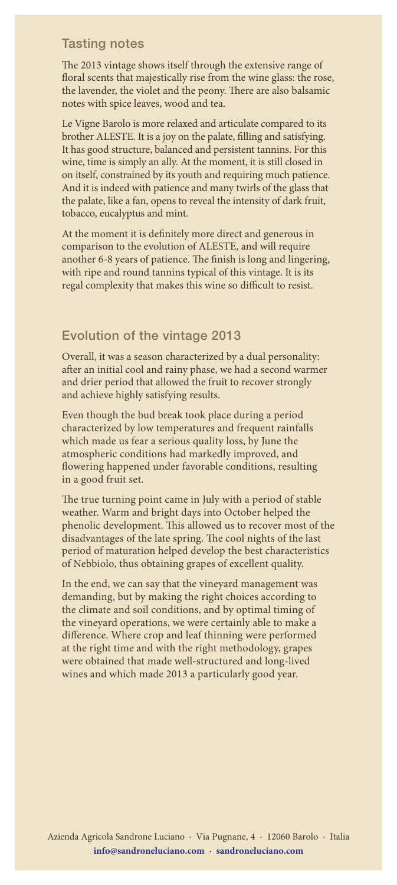## Tasting notes

The 2013 vintage shows itself through the extensive range of floral scents that majestically rise from the wine glass: the rose, the lavender, the violet and the peony. There are also balsamic notes with spice leaves, wood and tea.

Le Vigne Barolo is more relaxed and articulate compared to its brother ALESTE. It is a joy on the palate, filling and satisfying. It has good structure, balanced and persistent tannins. For this wine, time is simply an ally. At the moment, it is still closed in on itself, constrained by its youth and requiring much patience. And it is indeed with patience and many twirls of the glass that the palate, like a fan, opens to reveal the intensity of dark fruit, tobacco, eucalyptus and mint.

At the moment it is definitely more direct and generous in comparison to the evolution of ALESTE, and will require another 6-8 years of patience. The finish is long and lingering, with ripe and round tannins typical of this vintage. It is its regal complexity that makes this wine so difficult to resist.

## Evolution of the vintage 2013

Overall, it was a season characterized by a dual personality: after an initial cool and rainy phase, we had a second warmer and drier period that allowed the fruit to recover strongly and achieve highly satisfying results.

Even though the bud break took place during a period characterized by low temperatures and frequent rainfalls which made us fear a serious quality loss, by June the atmospheric conditions had markedly improved, and flowering happened under favorable conditions, resulting in a good fruit set.

The true turning point came in July with a period of stable weather. Warm and bright days into October helped the phenolic development. This allowed us to recover most of the disadvantages of the late spring. The cool nights of the last period of maturation helped develop the best characteristics of Nebbiolo, thus obtaining grapes of excellent quality.

In the end, we can say that the vineyard management was demanding, but by making the right choices according to the climate and soil conditions, and by optimal timing of the vineyard operations, we were certainly able to make a difference. Where crop and leaf thinning were performed at the right time and with the right methodology, grapes were obtained that made well-structured and long-lived wines and which made 2013 a particularly good year.

Azienda Agricola Sandrone Luciano · Via Pugnane, 4 · 12060 Barolo · Italia
**info@sandroneluciano.com · sandroneluciano.com**